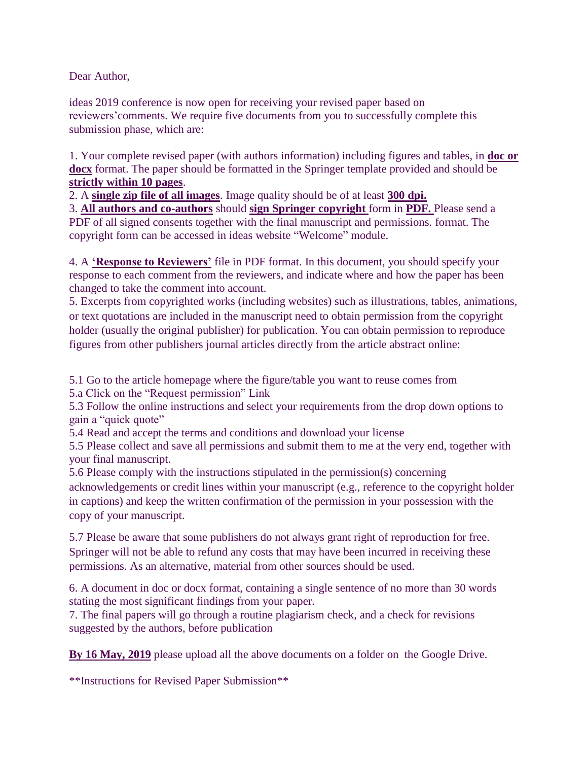Dear Author,

ideas 2019 conference is now open for receiving your revised paper based on reviewers'comments. We require five documents from you to successfully complete this submission phase, which are:

1. Your complete revised paper (with authors information) including figures and tables, in **doc or docx** format. The paper should be formatted in the Springer template provided and should be **strictly within 10 pages**.
2. A **single zip file of all images**. Image quality should be of at least **300 dpi.**
3. **All authors and co-authors** should **sign Springer copyright** form in **PDF.** Please send a PDF of all signed consents together with the final manuscript and permissions. format. The copyright form can be accessed in ideas website "Welcome" module.

4. A **'Response to Reviewers'** file in PDF format. In this document, you should specify your response to each comment from the reviewers, and indicate where and how the paper has been changed to take the comment into account.
5. Excerpts from copyrighted works (including websites) such as illustrations, tables, animations, or text quotations are included in the manuscript need to obtain permission from the copyright holder (usually the original publisher) for publication. You can obtain permission to reproduce figures from other publishers journal articles directly from the article abstract online:

5.1 Go to the article homepage where the figure/table you want to reuse comes from
5.a Click on the "Request permission" Link
5.3 Follow the online instructions and select your requirements from the drop down options to gain a "quick quote"
5.4 Read and accept the terms and conditions and download your license
5.5 Please collect and save all permissions and submit them to me at the very end, together with your final manuscript.
5.6 Please comply with the instructions stipulated in the permission(s) concerning acknowledgements or credit lines within your manuscript (e.g., reference to the copyright holder in captions) and keep the written confirmation of the permission in your possession with the copy of your manuscript.

5.7 Please be aware that some publishers do not always grant right of reproduction for free. Springer will not be able to refund any costs that may have been incurred in receiving these permissions. As an alternative, material from other sources should be used.

6. A document in doc or docx format, containing a single sentence of no more than 30 words stating the most significant findings from your paper.
7. The final papers will go through a routine plagiarism check, and a check for revisions suggested by the authors, before publication

**By 16 May, 2019** please upload all the above documents on a folder on the Google Drive.

**Instructions for Revised Paper Submission**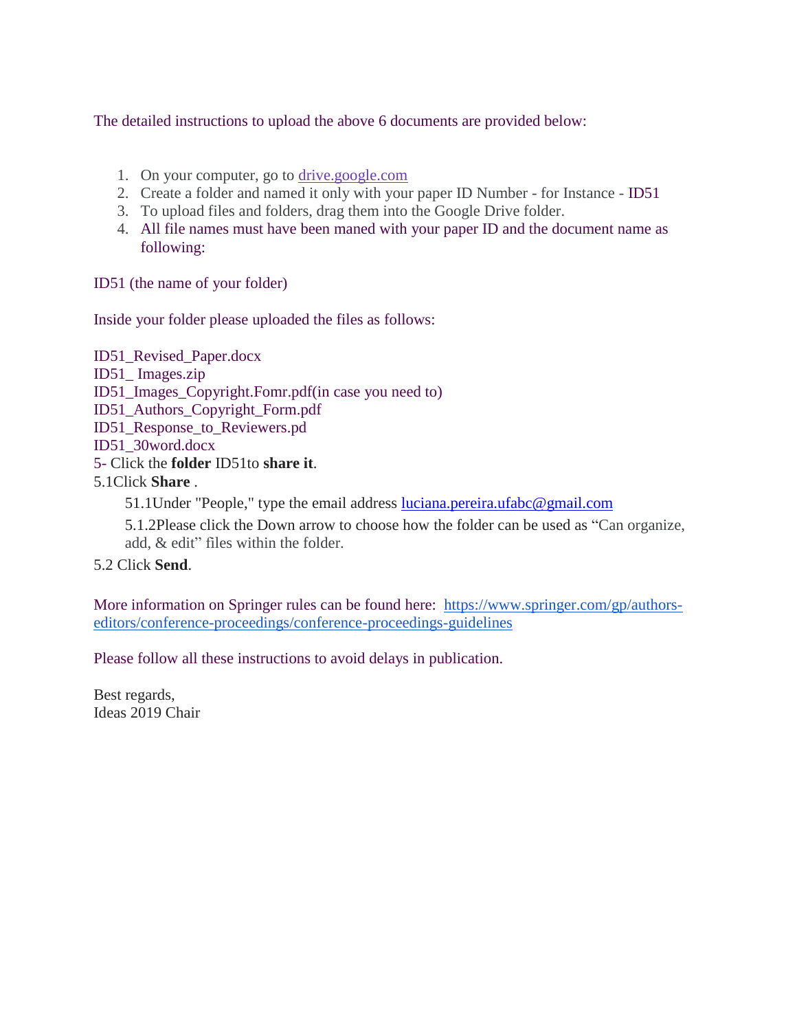The detailed instructions to upload the above 6 documents are provided below:

1. On your computer, go to [drive.google.com](drive.google.com)
2. Create a folder and named it only with your paper ID Number - for Instance - ID51
3. To upload files and folders, drag them into the Google Drive folder.
4. All file names must have been maned with your paper ID and the document name as following:

ID51 (the name of your folder)

Inside your folder please uploaded the files as follows:

ID51_Revised_Paper.docx
ID51_ Images.zip
ID51_Images_Copyright.Fomr.pdf(in case you need to)
ID51_Authors_Copyright_Form.pdf
ID51_Response_to_Reviewers.pd
ID51_30word.docx
5- Click the **folder** ID51to **share it**.
5.1Click **Share** .

51.1Under "People," type the email address luciana.pereira.ufabc@gmail.com

5.1.2Please click the Down arrow to choose how the folder can be used as "Can organize, add, & edit" files within the folder.

5.2 Click **Send**.

More information on Springer rules can be found here: https://www.springer.com/gp/authors-editors/conference-proceedings/conference-proceedings-guidelines

Please follow all these instructions to avoid delays in publication.

Best regards,
Ideas 2019 Chair